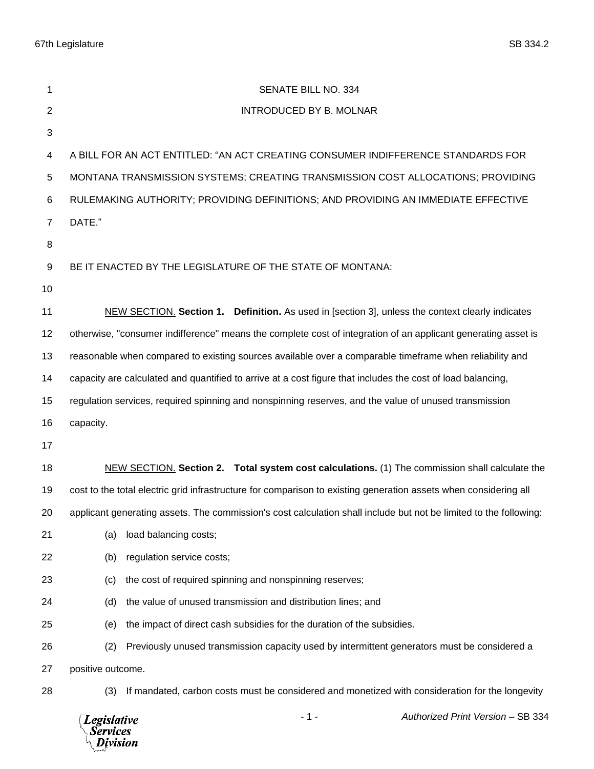SENATE BILL NO. 334

INTRODUCED BY B. MOLNAR

A BILL FOR AN ACT ENTITLED: "AN ACT CREATING CONSUMER INDIFFERENCE STANDARDS FOR MONTANA TRANSMISSION SYSTEMS; CREATING TRANSMISSION COST ALLOCATIONS; PROVIDING RULEMAKING AUTHORITY; PROVIDING DEFINITIONS; AND PROVIDING AN IMMEDIATE EFFECTIVE DATE."

BE IT ENACTED BY THE LEGISLATURE OF THE STATE OF MONTANA:

NEW SECTION. **Section 1. Definition.** As used in [section 3], unless the context clearly indicates otherwise, "consumer indifference" means the complete cost of integration of an applicant generating asset is reasonable when compared to existing sources available over a comparable timeframe when reliability and capacity are calculated and quantified to arrive at a cost figure that includes the cost of load balancing, regulation services, required spinning and nonspinning reserves, and the value of unused transmission capacity.

NEW SECTION. **Section 2. Total system cost calculations.** (1) The commission shall calculate the cost to the total electric grid infrastructure for comparison to existing generation assets when considering all applicant generating assets. The commission's cost calculation shall include but not be limited to the following:

(a) load balancing costs;

(b) regulation service costs;

(c) the cost of required spinning and nonspinning reserves;

(d) the value of unused transmission and distribution lines; and

(e) the impact of direct cash subsidies for the duration of the subsidies.

(2) Previously unused transmission capacity used by intermittent generators must be considered a positive outcome.

(3) If mandated, carbon costs must be considered and monetized with consideration for the longevity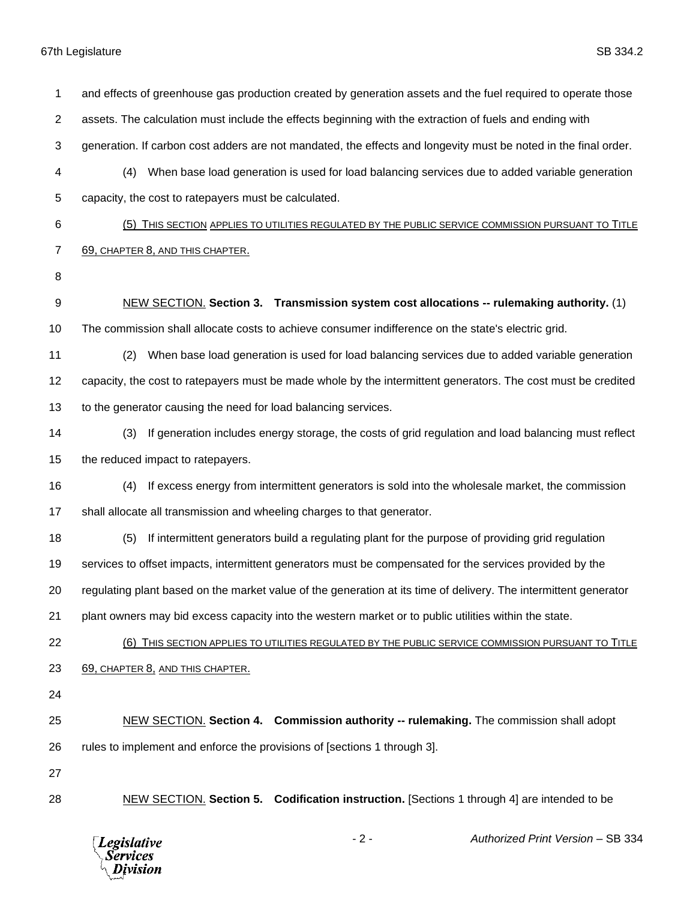and effects of greenhouse gas production created by generation assets and the fuel required to operate those assets. The calculation must include the effects beginning with the extraction of fuels and ending with generation. If carbon cost adders are not mandated, the effects and longevity must be noted in the final order.

(4) When base load generation is used for load balancing services due to added variable generation capacity, the cost to ratepayers must be calculated.

(5) THIS SECTION APPLIES TO UTILITIES REGULATED BY THE PUBLIC SERVICE COMMISSION PURSUANT TO TITLE 69, CHAPTER 8, AND THIS CHAPTER.

NEW SECTION. **Section 3. Transmission system cost allocations -- rulemaking authority.** (1) The commission shall allocate costs to achieve consumer indifference on the state's electric grid.

(2) When base load generation is used for load balancing services due to added variable generation capacity, the cost to ratepayers must be made whole by the intermittent generators. The cost must be credited to the generator causing the need for load balancing services.

(3) If generation includes energy storage, the costs of grid regulation and load balancing must reflect the reduced impact to ratepayers.

(4) If excess energy from intermittent generators is sold into the wholesale market, the commission shall allocate all transmission and wheeling charges to that generator.

(5) If intermittent generators build a regulating plant for the purpose of providing grid regulation services to offset impacts, intermittent generators must be compensated for the services provided by the regulating plant based on the market value of the generation at its time of delivery. The intermittent generator plant owners may bid excess capacity into the western market or to public utilities within the state.

(6) THIS SECTION APPLIES TO UTILITIES REGULATED BY THE PUBLIC SERVICE COMMISSION PURSUANT TO TITLE 69, CHAPTER 8, AND THIS CHAPTER.

NEW SECTION. **Section 4. Commission authority -- rulemaking.** The commission shall adopt rules to implement and enforce the provisions of [sections 1 through 3].

NEW SECTION. **Section 5. Codification instruction.** [Sections 1 through 4] are intended to be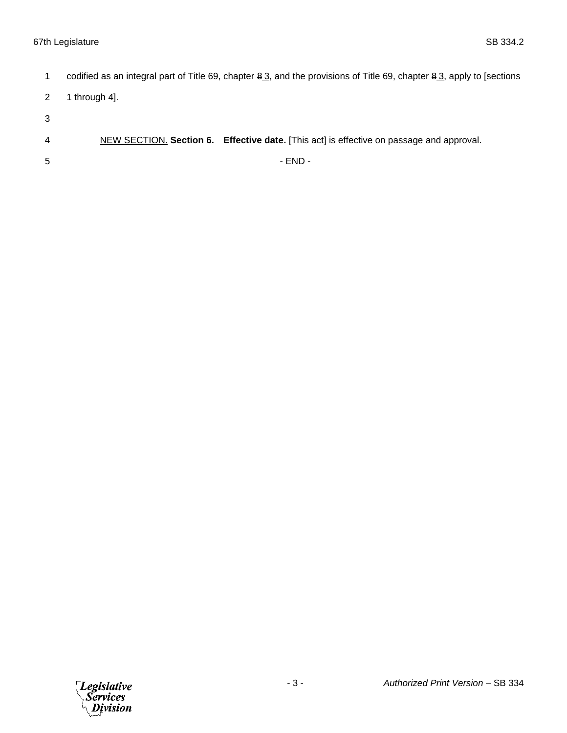codified as an integral part of Title 69, chapter ~~8~~ 3, and the provisions of Title 69, chapter ~~8~~ 3, apply to [sections 1 through 4].

NEW SECTION. **Section 6. Effective date.** [This act] is effective on passage and approval.

- END -